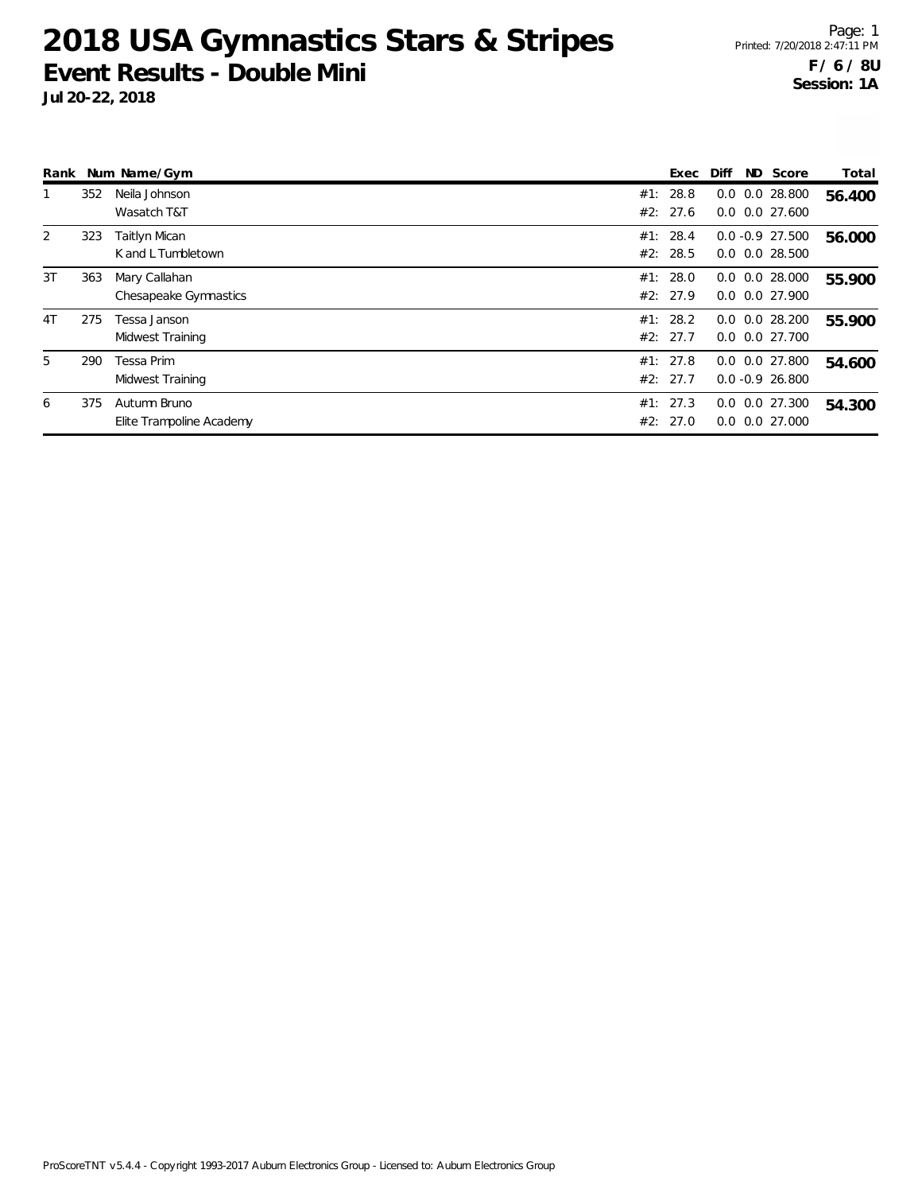# 2018 USA Gymnastics Stars & Stripes

## Event Results - Double Mini

**Jul 20-22, 2018**

**F / 6 / 8U**
**Session: 1A**

| Rank | Num | Name/Gym | | Exec | Diff | ND | Score | Total |
|---|---|---|---|---|---|---|---|---|
| 1 | 352 | Neila Johnson | #1: | 28.8 | 0.0 | 0.0 | 28.800 | **56.400** |
| | | Wasatch T&T | #2: | 27.6 | 0.0 | 0.0 | 27.600 | |
| 2 | 323 | Taitlyn Mican | #1: | 28.4 | 0.0 | -0.9 | 27.500 | **56.000** |
| | | K and L Tumbletown | #2: | 28.5 | 0.0 | 0.0 | 28.500 | |
| 3T | 363 | Mary Callahan | #1: | 28.0 | 0.0 | 0.0 | 28.000 | **55.900** |
| | | Chesapeake Gymnastics | #2: | 27.9 | 0.0 | 0.0 | 27.900 | |
| 4T | 275 | Tessa Janson | #1: | 28.2 | 0.0 | 0.0 | 28.200 | **55.900** |
| | | Midwest Training | #2: | 27.7 | 0.0 | 0.0 | 27.700 | |
| 5 | 290 | Tessa Prim | #1: | 27.8 | 0.0 | 0.0 | 27.800 | **54.600** |
| | | Midwest Training | #2: | 27.7 | 0.0 | -0.9 | 26.800 | |
| 6 | 375 | Autumn Bruno | #1: | 27.3 | 0.0 | 0.0 | 27.300 | **54.300** |
| | | Elite Trampoline Academy | #2: | 27.0 | 0.0 | 0.0 | 27.000 | |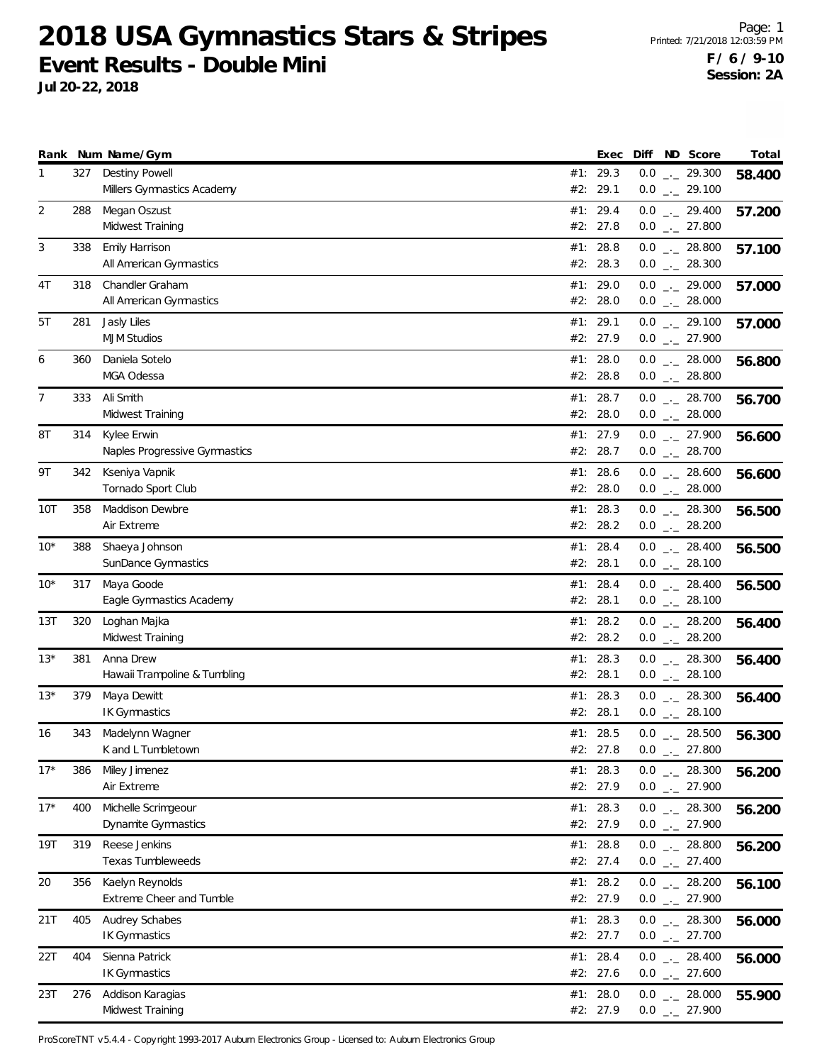# 2018 USA Gymnastics Stars & Stripes

## Event Results - Double Mini

**Jul 20-22, 2018**

Page: 1
Printed: 7/21/2018 12:03:59 PM
**F / 6 / 9-10**
**Session: 2A**

| Rank | Num | Name/Gym | | Exec | Diff | ND | Score | Total |
|---|---|---|---|---|---|---|---|---|
| 1 | 327 | Destiny Powell | #1: | 29.3 | 0.0 | _._ | 29.300 | **58.400** |
| | | Millers Gymnastics Academy | #2: | 29.1 | 0.0 | _._ | 29.100 | |
| 2 | 288 | Megan Oszust | #1: | 29.4 | 0.0 | _._ | 29.400 | **57.200** |
| | | Midwest Training | #2: | 27.8 | 0.0 | _._ | 27.800 | |
| 3 | 338 | Emily Harrison | #1: | 28.8 | 0.0 | _._ | 28.800 | **57.100** |
| | | All American Gymnastics | #2: | 28.3 | 0.0 | _._ | 28.300 | |
| 4T | 318 | Chandler Graham | #1: | 29.0 | 0.0 | _._ | 29.000 | **57.000** |
| | | All American Gymnastics | #2: | 28.0 | 0.0 | _._ | 28.000 | |
| 5T | 281 | Jasly Liles | #1: | 29.1 | 0.0 | _._ | 29.100 | **57.000** |
| | | MJM Studios | #2: | 27.9 | 0.0 | _._ | 27.900 | |
| 6 | 360 | Daniela Sotelo | #1: | 28.0 | 0.0 | _._ | 28.000 | **56.800** |
| | | MGA Odessa | #2: | 28.8 | 0.0 | _._ | 28.800 | |
| 7 | 333 | Ali Smith | #1: | 28.7 | 0.0 | _._ | 28.700 | **56.700** |
| | | Midwest Training | #2: | 28.0 | 0.0 | _._ | 28.000 | |
| 8T | 314 | Kylee Erwin | #1: | 27.9 | 0.0 | _._ | 27.900 | **56.600** |
| | | Naples Progressive Gymnastics | #2: | 28.7 | 0.0 | _._ | 28.700 | |
| 9T | 342 | Kseniya Vapnik | #1: | 28.6 | 0.0 | _._ | 28.600 | **56.600** |
| | | Tornado Sport Club | #2: | 28.0 | 0.0 | _._ | 28.000 | |
| 10T | 358 | Maddison Dewbre | #1: | 28.3 | 0.0 | _._ | 28.300 | **56.500** |
| | | Air Extreme | #2: | 28.2 | 0.0 | _._ | 28.200 | |
| 10* | 388 | Shaeya Johnson | #1: | 28.4 | 0.0 | _._ | 28.400 | **56.500** |
| | | SunDance Gymnastics | #2: | 28.1 | 0.0 | _._ | 28.100 | |
| 10* | 317 | Maya Goode | #1: | 28.4 | 0.0 | _._ | 28.400 | **56.500** |
| | | Eagle Gymnastics Academy | #2: | 28.1 | 0.0 | _._ | 28.100 | |
| 13T | 320 | Loghan Majka | #1: | 28.2 | 0.0 | _._ | 28.200 | **56.400** |
| | | Midwest Training | #2: | 28.2 | 0.0 | _._ | 28.200 | |
| 13* | 381 | Anna Drew | #1: | 28.3 | 0.0 | _._ | 28.300 | **56.400** |
| | | Hawaii Trampoline & Tumbling | #2: | 28.1 | 0.0 | _._ | 28.100 | |
| 13* | 379 | Maya Dewitt | #1: | 28.3 | 0.0 | _._ | 28.300 | **56.400** |
| | | IK Gymnastics | #2: | 28.1 | 0.0 | _._ | 28.100 | |
| 16 | 343 | Madelynn Wagner | #1: | 28.5 | 0.0 | _._ | 28.500 | **56.300** |
| | | K and L Tumbletown | #2: | 27.8 | 0.0 | _._ | 27.800 | |
| 17* | 386 | Miley Jimenez | #1: | 28.3 | 0.0 | _._ | 28.300 | **56.200** |
| | | Air Extreme | #2: | 27.9 | 0.0 | _._ | 27.900 | |
| 17* | 400 | Michelle Scrimgeour | #1: | 28.3 | 0.0 | _._ | 28.300 | **56.200** |
| | | Dynamite Gymnastics | #2: | 27.9 | 0.0 | _._ | 27.900 | |
| 19T | 319 | Reese Jenkins | #1: | 28.8 | 0.0 | _._ | 28.800 | **56.200** |
| | | Texas Tumbleweeds | #2: | 27.4 | 0.0 | _._ | 27.400 | |
| 20 | 356 | Kaelyn Reynolds | #1: | 28.2 | 0.0 | _._ | 28.200 | **56.100** |
| | | Extreme Cheer and Tumble | #2: | 27.9 | 0.0 | _._ | 27.900 | |
| 21T | 405 | Audrey Schabes | #1: | 28.3 | 0.0 | _._ | 28.300 | **56.000** |
| | | IK Gymnastics | #2: | 27.7 | 0.0 | _._ | 27.700 | |
| 22T | 404 | Sienna Patrick | #1: | 28.4 | 0.0 | _._ | 28.400 | **56.000** |
| | | IK Gymnastics | #2: | 27.6 | 0.0 | _._ | 27.600 | |
| 23T | 276 | Addison Karagias | #1: | 28.0 | 0.0 | _._ | 28.000 | **55.900** |
| | | Midwest Training | #2: | 27.9 | 0.0 | _._ | 27.900 | |

ProScoreTNT v5.4.4 - Copyright 1993-2017 Auburn Electronics Group - Licensed to: Auburn Electronics Group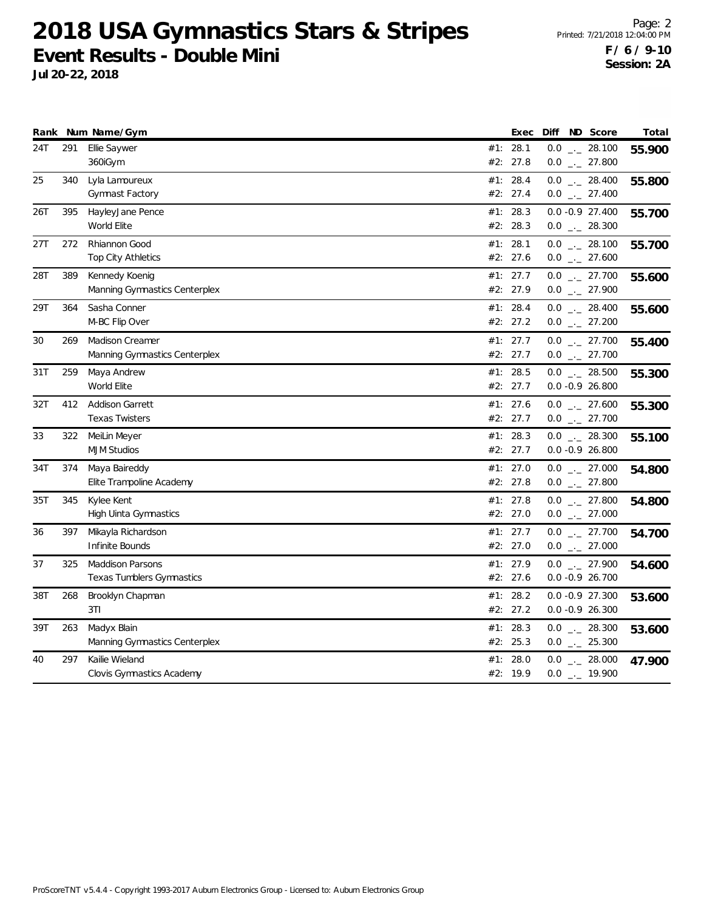# 2018 USA Gymnastics Stars & Stripes

## Event Results - Double Mini

**Jul 20-22, 2018**

Printed: 7/21/2018 12:04:00 PM

**F / 6 / 9-10**
**Session: 2A**

| Rank | Num | Name/Gym | | Exec | Diff | ND | Score | Total |
|---|---|---|---|---|---|---|---|---|
| 24T | 291 | Ellie Saywer | #1: | 28.1 | 0.0 | _._ | 28.100 | 55.900 |
| | | 360iGym | #2: | 27.8 | 0.0 | _._ | 27.800 | |
| 25 | 340 | Lyla Lamoureux | #1: | 28.4 | 0.0 | _._ | 28.400 | 55.800 |
| | | Gymnast Factory | #2: | 27.4 | 0.0 | _._ | 27.400 | |
| 26T | 395 | HayleyJane Pence | #1: | 28.3 | 0.0 | -0.9 | 27.400 | 55.700 |
| | | World Elite | #2: | 28.3 | 0.0 | _._ | 28.300 | |
| 27T | 272 | Rhiannon Good | #1: | 28.1 | 0.0 | _._ | 28.100 | 55.700 |
| | | Top City Athletics | #2: | 27.6 | 0.0 | _._ | 27.600 | |
| 28T | 389 | Kennedy Koenig | #1: | 27.7 | 0.0 | _._ | 27.700 | 55.600 |
| | | Manning Gymnastics Centerplex | #2: | 27.9 | 0.0 | _._ | 27.900 | |
| 29T | 364 | Sasha Conner | #1: | 28.4 | 0.0 | _._ | 28.400 | 55.600 |
| | | M-BC Flip Over | #2: | 27.2 | 0.0 | _._ | 27.200 | |
| 30 | 269 | Madison Creamer | #1: | 27.7 | 0.0 | _._ | 27.700 | 55.400 |
| | | Manning Gymnastics Centerplex | #2: | 27.7 | 0.0 | _._ | 27.700 | |
| 31T | 259 | Maya Andrew | #1: | 28.5 | 0.0 | _._ | 28.500 | 55.300 |
| | | World Elite | #2: | 27.7 | 0.0 | -0.9 | 26.800 | |
| 32T | 412 | Addison Garrett | #1: | 27.6 | 0.0 | _._ | 27.600 | 55.300 |
| | | Texas Twisters | #2: | 27.7 | 0.0 | _._ | 27.700 | |
| 33 | 322 | MeiLin Meyer | #1: | 28.3 | 0.0 | _._ | 28.300 | 55.100 |
| | | MJM Studios | #2: | 27.7 | 0.0 | -0.9 | 26.800 | |
| 34T | 374 | Maya Baireddy | #1: | 27.0 | 0.0 | _._ | 27.000 | 54.800 |
| | | Elite Trampoline Academy | #2: | 27.8 | 0.0 | _._ | 27.800 | |
| 35T | 345 | Kylee Kent | #1: | 27.8 | 0.0 | _._ | 27.800 | 54.800 |
| | | High Uinta Gymnastics | #2: | 27.0 | 0.0 | _._ | 27.000 | |
| 36 | 397 | Mikayla Richardson | #1: | 27.7 | 0.0 | _._ | 27.700 | 54.700 |
| | | Infinite Bounds | #2: | 27.0 | 0.0 | _._ | 27.000 | |
| 37 | 325 | Maddison Parsons | #1: | 27.9 | 0.0 | _._ | 27.900 | 54.600 |
| | | Texas Tumblers Gymnastics | #2: | 27.6 | 0.0 | -0.9 | 26.700 | |
| 38T | 268 | Brooklyn Chapman | #1: | 28.2 | 0.0 | -0.9 | 27.300 | 53.600 |
| | | 3TI | #2: | 27.2 | 0.0 | -0.9 | 26.300 | |
| 39T | 263 | Madyx Blain | #1: | 28.3 | 0.0 | _._ | 28.300 | 53.600 |
| | | Manning Gymnastics Centerplex | #2: | 25.3 | 0.0 | _._ | 25.300 | |
| 40 | 297 | Kailie Wieland | #1: | 28.0 | 0.0 | _._ | 28.000 | 47.900 |
| | | Clovis Gymnastics Academy | #2: | 19.9 | 0.0 | _._ | 19.900 | |

ProScoreTNT v5.4.4 - Copyright 1993-2017 Auburn Electronics Group - Licensed to: Auburn Electronics Group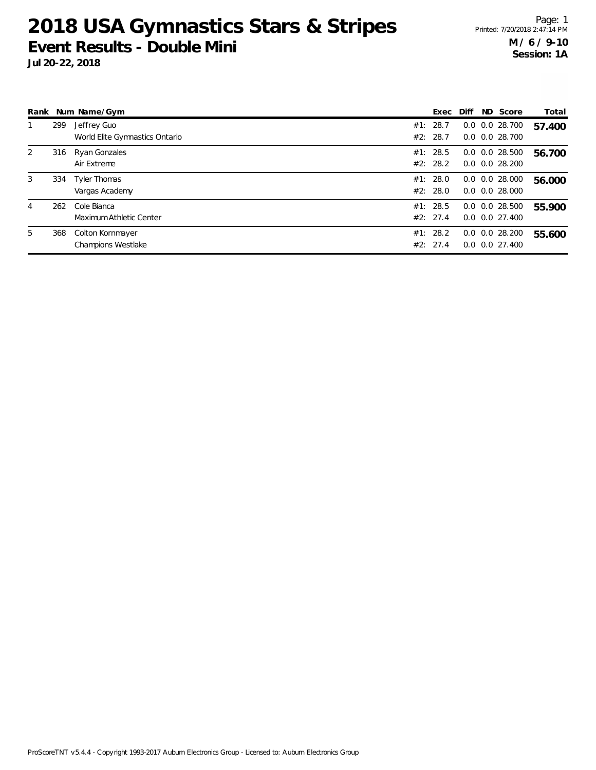# 2018 USA Gymnastics Stars & Stripes

## Event Results - Double Mini

**Jul 20-22, 2018**

Printed: 7/20/2018 2:47:14 PM

**M / 6 / 9-10**
**Session: 1A**

| Rank | Num | Name/Gym | | Exec | Diff | ND | Score | Total |
|---|---|---|---|---|---|---|---|---|
| 1 | 299 | Jeffrey Guo | #1: | 28.7 | 0.0 | 0.0 | 28.700 | **57.400** |
| | | World Elite Gymnastics Ontario | #2: | 28.7 | 0.0 | 0.0 | 28.700 | |
| 2 | 316 | Ryan Gonzales | #1: | 28.5 | 0.0 | 0.0 | 28.500 | **56.700** |
| | | Air Extreme | #2: | 28.2 | 0.0 | 0.0 | 28.200 | |
| 3 | 334 | Tyler Thomas | #1: | 28.0 | 0.0 | 0.0 | 28.000 | **56.000** |
| | | Vargas Academy | #2: | 28.0 | 0.0 | 0.0 | 28.000 | |
| 4 | 262 | Cole Bianca | #1: | 28.5 | 0.0 | 0.0 | 28.500 | **55.900** |
| | | Maximum Athletic Center | #2: | 27.4 | 0.0 | 0.0 | 27.400 | |
| 5 | 368 | Colton Kornmayer | #1: | 28.2 | 0.0 | 0.0 | 28.200 | **55.600** |
| | | Champions Westlake | #2: | 27.4 | 0.0 | 0.0 | 27.400 | |

ProScoreTNT v5.4.4 - Copyright 1993-2017 Auburn Electronics Group - Licensed to: Auburn Electronics Group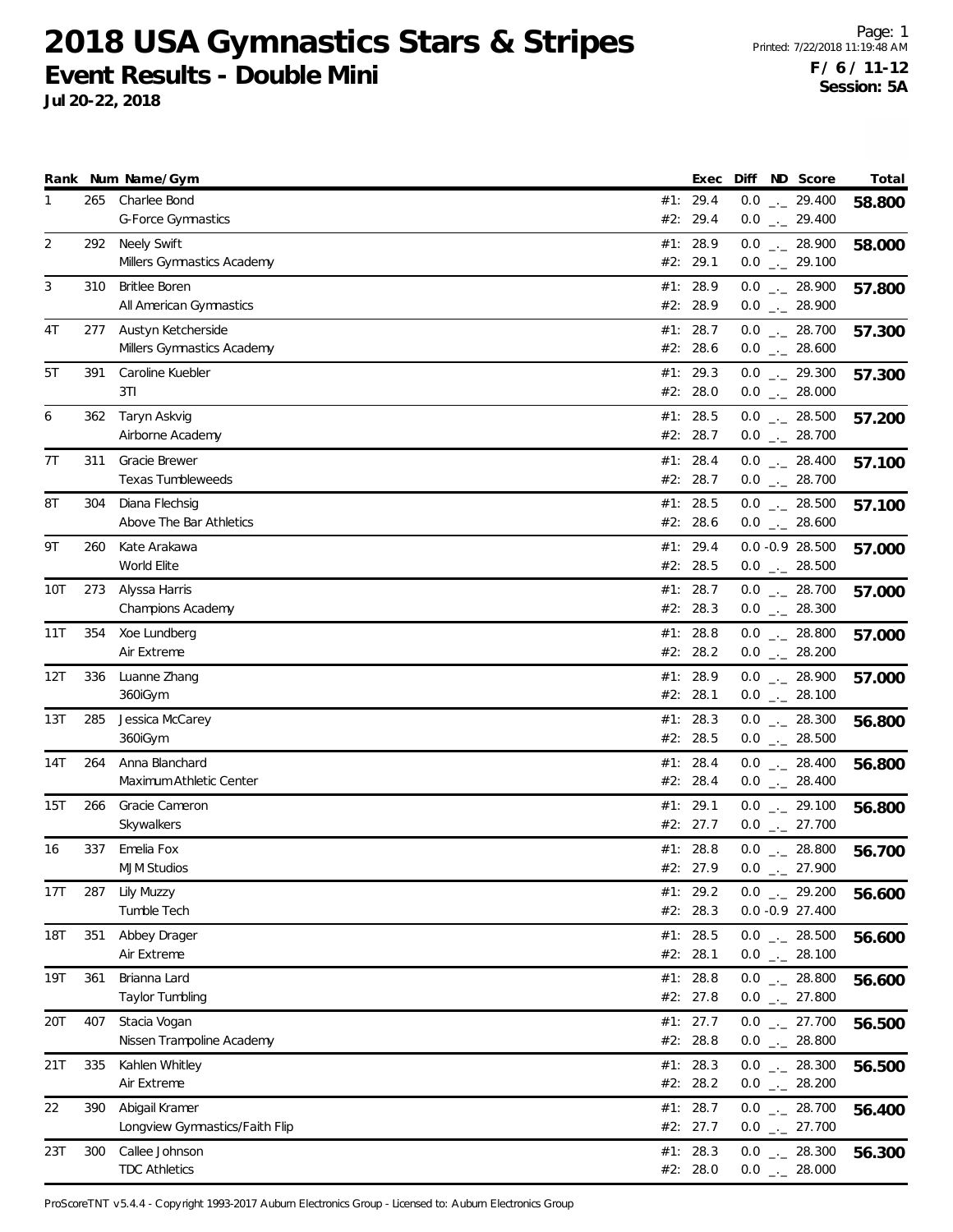# 2018 USA Gymnastics Stars & Stripes

## Event Results - Double Mini

**Jul 20-22, 2018**

Printed: 7/22/2018 11:19:48 AM

**F / 6 / 11-12**
**Session: 5A**

| Rank | Num | Name/Gym | | Exec | Diff | ND | Score | Total |
|---|---|---|---|---|---|---|---|---|
| 1 | 265 | Charlee Bond | #1: | 29.4 | 0.0 | _._ | 29.400 | **58.800** |
| | | G-Force Gymnastics | #2: | 29.4 | 0.0 | _._ | 29.400 | |
| 2 | 292 | Neely Swift | #1: | 28.9 | 0.0 | _._ | 28.900 | **58.000** |
| | | Millers Gymnastics Academy | #2: | 29.1 | 0.0 | _._ | 29.100 | |
| 3 | 310 | Britlee Boren | #1: | 28.9 | 0.0 | _._ | 28.900 | **57.800** |
| | | All American Gymnastics | #2: | 28.9 | 0.0 | _._ | 28.900 | |
| 4T | 277 | Austyn Ketcherside | #1: | 28.7 | 0.0 | _._ | 28.700 | **57.300** |
| | | Millers Gymnastics Academy | #2: | 28.6 | 0.0 | _._ | 28.600 | |
| 5T | 391 | Caroline Kuebler | #1: | 29.3 | 0.0 | _._ | 29.300 | **57.300** |
| | | 3TI | #2: | 28.0 | 0.0 | _._ | 28.000 | |
| 6 | 362 | Taryn Askvig | #1: | 28.5 | 0.0 | _._ | 28.500 | **57.200** |
| | | Airborne Academy | #2: | 28.7 | 0.0 | _._ | 28.700 | |
| 7T | 311 | Gracie Brewer | #1: | 28.4 | 0.0 | _._ | 28.400 | **57.100** |
| | | Texas Tumbleweeds | #2: | 28.7 | 0.0 | _._ | 28.700 | |
| 8T | 304 | Diana Flechsig | #1: | 28.5 | 0.0 | _._ | 28.500 | **57.100** |
| | | Above The Bar Athletics | #2: | 28.6 | 0.0 | _._ | 28.600 | |
| 9T | 260 | Kate Arakawa | #1: | 29.4 | 0.0 | -0.9 | 28.500 | **57.000** |
| | | World Elite | #2: | 28.5 | 0.0 | _._ | 28.500 | |
| 10T | 273 | Alyssa Harris | #1: | 28.7 | 0.0 | _._ | 28.700 | **57.000** |
| | | Champions Academy | #2: | 28.3 | 0.0 | _._ | 28.300 | |
| 11T | 354 | Xoe Lundberg | #1: | 28.8 | 0.0 | _._ | 28.800 | **57.000** |
| | | Air Extreme | #2: | 28.2 | 0.0 | _._ | 28.200 | |
| 12T | 336 | Luanne Zhang | #1: | 28.9 | 0.0 | _._ | 28.900 | **57.000** |
| | | 360iGym | #2: | 28.1 | 0.0 | _._ | 28.100 | |
| 13T | 285 | Jessica McCarey | #1: | 28.3 | 0.0 | _._ | 28.300 | **56.800** |
| | | 360iGym | #2: | 28.5 | 0.0 | _._ | 28.500 | |
| 14T | 264 | Anna Blanchard | #1: | 28.4 | 0.0 | _._ | 28.400 | **56.800** |
| | | Maximum Athletic Center | #2: | 28.4 | 0.0 | _._ | 28.400 | |
| 15T | 266 | Gracie Cameron | #1: | 29.1 | 0.0 | _._ | 29.100 | **56.800** |
| | | Skywalkers | #2: | 27.7 | 0.0 | _._ | 27.700 | |
| 16 | 337 | Emelia Fox | #1: | 28.8 | 0.0 | _._ | 28.800 | **56.700** |
| | | MJM Studios | #2: | 27.9 | 0.0 | _._ | 27.900 | |
| 17T | 287 | Lily Muzzy | #1: | 29.2 | 0.0 | _._ | 29.200 | **56.600** |
| | | Tumble Tech | #2: | 28.3 | 0.0 | -0.9 | 27.400 | |
| 18T | 351 | Abbey Drager | #1: | 28.5 | 0.0 | _._ | 28.500 | **56.600** |
| | | Air Extreme | #2: | 28.1 | 0.0 | _._ | 28.100 | |
| 19T | 361 | Brianna Lard | #1: | 28.8 | 0.0 | _._ | 28.800 | **56.600** |
| | | Taylor Tumbling | #2: | 27.8 | 0.0 | _._ | 27.800 | |
| 20T | 407 | Stacia Vogan | #1: | 27.7 | 0.0 | _._ | 27.700 | **56.500** |
| | | Nissen Trampoline Academy | #2: | 28.8 | 0.0 | _._ | 28.800 | |
| 21T | 335 | Kahlen Whitley | #1: | 28.3 | 0.0 | _._ | 28.300 | **56.500** |
| | | Air Extreme | #2: | 28.2 | 0.0 | _._ | 28.200 | |
| 22 | 390 | Abigail Kramer | #1: | 28.7 | 0.0 | _._ | 28.700 | **56.400** |
| | | Longview Gymnastics/Faith Flip | #2: | 27.7 | 0.0 | _._ | 27.700 | |
| 23T | 300 | Callee Johnson | #1: | 28.3 | 0.0 | _._ | 28.300 | **56.300** |
| | | TDC Athletics | #2: | 28.0 | 0.0 | _._ | 28.000 | |

ProScoreTNT v5.4.4 - Copyright 1993-2017 Auburn Electronics Group - Licensed to: Auburn Electronics Group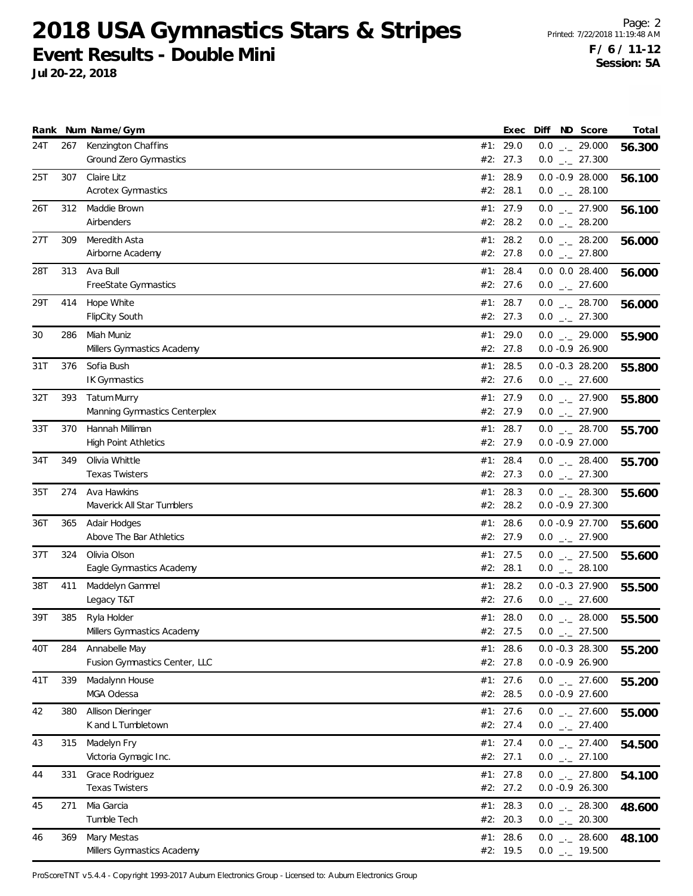# 2018 USA Gymnastics Stars & Stripes

## Event Results - Double Mini

**Jul 20-22, 2018**

**F / 6 / 11-12**
**Session: 5A**

| Rank | Num | Name/Gym | | Exec | Diff | ND | Score | Total |
|---|---|---|---|---|---|---|---|---|
| 24T | 267 | Kenzington Chaffins | #1: | 29.0 | 0.0 | _._ | 29.000 | 56.300 |
| | | Ground Zero Gymnastics | #2: | 27.3 | 0.0 | _._ | 27.300 | |
| 25T | 307 | Claire Litz | #1: | 28.9 | 0.0 | -0.9 | 28.000 | 56.100 |
| | | Acrotex Gymnastics | #2: | 28.1 | 0.0 | _._ | 28.100 | |
| 26T | 312 | Maddie Brown | #1: | 27.9 | 0.0 | _._ | 27.900 | 56.100 |
| | | Airbenders | #2: | 28.2 | 0.0 | _._ | 28.200 | |
| 27T | 309 | Meredith Asta | #1: | 28.2 | 0.0 | _._ | 28.200 | 56.000 |
| | | Airborne Academy | #2: | 27.8 | 0.0 | _._ | 27.800 | |
| 28T | 313 | Ava Bull | #1: | 28.4 | 0.0 | 0.0 | 28.400 | 56.000 |
| | | FreeState Gymnastics | #2: | 27.6 | 0.0 | _._ | 27.600 | |
| 29T | 414 | Hope White | #1: | 28.7 | 0.0 | _._ | 28.700 | 56.000 |
| | | FlipCity South | #2: | 27.3 | 0.0 | _._ | 27.300 | |
| 30 | 286 | Miah Muniz | #1: | 29.0 | 0.0 | _._ | 29.000 | 55.900 |
| | | Millers Gymnastics Academy | #2: | 27.8 | 0.0 | -0.9 | 26.900 | |
| 31T | 376 | Sofia Bush | #1: | 28.5 | 0.0 | -0.3 | 28.200 | 55.800 |
| | | IK Gymnastics | #2: | 27.6 | 0.0 | _._ | 27.600 | |
| 32T | 393 | Tatum Murry | #1: | 27.9 | 0.0 | _._ | 27.900 | 55.800 |
| | | Manning Gymnastics Centerplex | #2: | 27.9 | 0.0 | _._ | 27.900 | |
| 33T | 370 | Hannah Milliman | #1: | 28.7 | 0.0 | _._ | 28.700 | 55.700 |
| | | High Point Athletics | #2: | 27.9 | 0.0 | -0.9 | 27.000 | |
| 34T | 349 | Olivia Whittle | #1: | 28.4 | 0.0 | _._ | 28.400 | 55.700 |
| | | Texas Twisters | #2: | 27.3 | 0.0 | _._ | 27.300 | |
| 35T | 274 | Ava Hawkins | #1: | 28.3 | 0.0 | _._ | 28.300 | 55.600 |
| | | Maverick All Star Tumblers | #2: | 28.2 | 0.0 | -0.9 | 27.300 | |
| 36T | 365 | Adair Hodges | #1: | 28.6 | 0.0 | -0.9 | 27.700 | 55.600 |
| | | Above The Bar Athletics | #2: | 27.9 | 0.0 | _._ | 27.900 | |
| 37T | 324 | Olivia Olson | #1: | 27.5 | 0.0 | _._ | 27.500 | 55.600 |
| | | Eagle Gymnastics Academy | #2: | 28.1 | 0.0 | _._ | 28.100 | |
| 38T | 411 | Maddelyn Gammel | #1: | 28.2 | 0.0 | -0.3 | 27.900 | 55.500 |
| | | Legacy T&T | #2: | 27.6 | 0.0 | _._ | 27.600 | |
| 39T | 385 | Ryla Holder | #1: | 28.0 | 0.0 | _._ | 28.000 | 55.500 |
| | | Millers Gymnastics Academy | #2: | 27.5 | 0.0 | _._ | 27.500 | |
| 40T | 284 | Annabelle May | #1: | 28.6 | 0.0 | -0.3 | 28.300 | 55.200 |
| | | Fusion Gymnastics Center, LLC | #2: | 27.8 | 0.0 | -0.9 | 26.900 | |
| 41T | 339 | Madalynn House | #1: | 27.6 | 0.0 | _._ | 27.600 | 55.200 |
| | | MGA Odessa | #2: | 28.5 | 0.0 | -0.9 | 27.600 | |
| 42 | 380 | Allison Dieringer | #1: | 27.6 | 0.0 | _._ | 27.600 | 55.000 |
| | | K and L Tumbletown | #2: | 27.4 | 0.0 | _._ | 27.400 | |
| 43 | 315 | Madelyn Fry | #1: | 27.4 | 0.0 | _._ | 27.400 | 54.500 |
| | | Victoria Gymagic Inc. | #2: | 27.1 | 0.0 | _._ | 27.100 | |
| 44 | 331 | Grace Rodriguez | #1: | 27.8 | 0.0 | _._ | 27.800 | 54.100 |
| | | Texas Twisters | #2: | 27.2 | 0.0 | -0.9 | 26.300 | |
| 45 | 271 | Mia Garcia | #1: | 28.3 | 0.0 | _._ | 28.300 | 48.600 |
| | | Tumble Tech | #2: | 20.3 | 0.0 | _._ | 20.300 | |
| 46 | 369 | Mary Mestas | #1: | 28.6 | 0.0 | _._ | 28.600 | 48.100 |
| | | Millers Gymnastics Academy | #2: | 19.5 | 0.0 | _._ | 19.500 | |

ProScoreTNT v5.4.4 - Copyright 1993-2017 Auburn Electronics Group - Licensed to: Auburn Electronics Group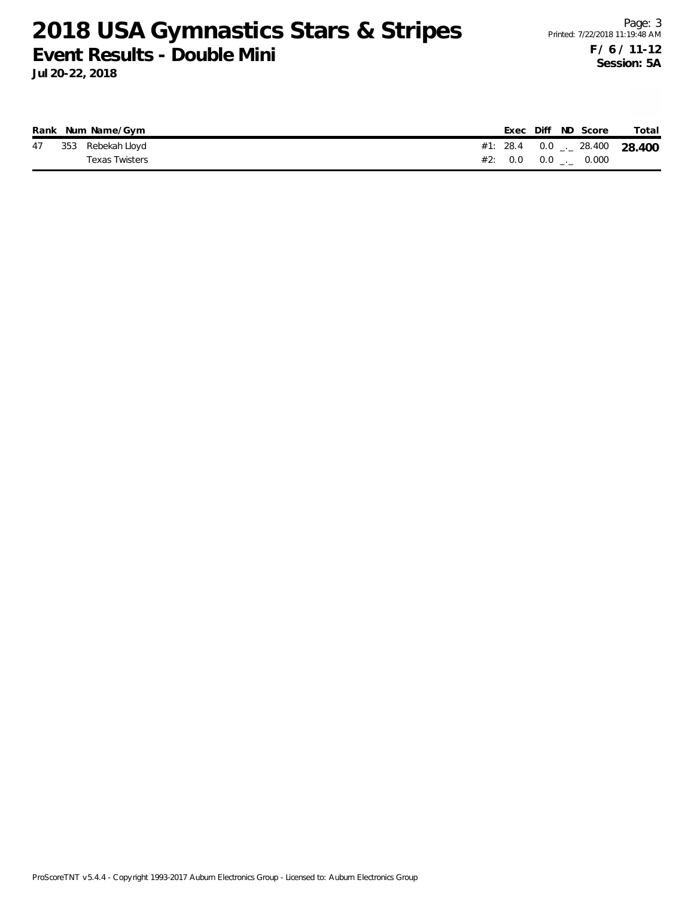# 2018 USA Gymnastics Stars & Stripes

## Event Results - Double Mini

**Jul 20-22, 2018**

Printed: 7/22/2018 11:19:48 AM

**F / 6 / 11-12**
**Session: 5A**

| Rank | Num | Name/Gym | | Exec | Diff | ND | Score | Total |
|---|---|---|---|---|---|---|---|---|
| 47 | 353 | Rebekah Lloyd | #1: | 28.4 | 0.0 | _._ | 28.400 | **28.400** |
| | | Texas Twisters | #2: | 0.0 | 0.0 | _._ | 0.000 | |

ProScoreTNT v5.4.4 - Copyright 1993-2017 Auburn Electronics Group - Licensed to: Auburn Electronics Group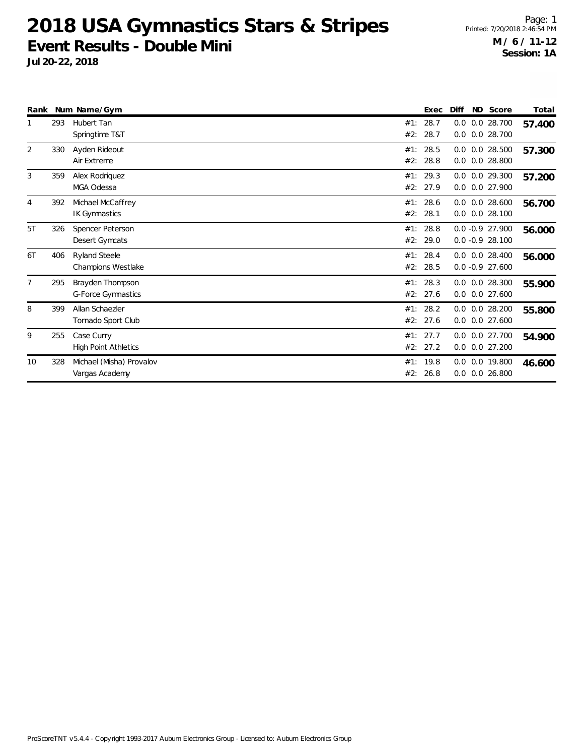# 2018 USA Gymnastics Stars & Stripes

## Event Results - Double Mini

**Jul 20-22, 2018**

Printed: 7/20/2018 2:46:54 PM

**M / 6 / 11-12**
**Session: 1A**

| Rank | Num | Name/Gym | | Exec | Diff | ND | Score | Total |
|---|---|---|---|---|---|---|---|---|
| 1 | 293 | Hubert Tan | #1: | 28.7 | 0.0 | 0.0 | 28.700 | **57.400** |
| | | Springtime T&T | #2: | 28.7 | 0.0 | 0.0 | 28.700 | |
| 2 | 330 | Ayden Rideout | #1: | 28.5 | 0.0 | 0.0 | 28.500 | **57.300** |
| | | Air Extreme | #2: | 28.8 | 0.0 | 0.0 | 28.800 | |
| 3 | 359 | Alex Rodriquez | #1: | 29.3 | 0.0 | 0.0 | 29.300 | **57.200** |
| | | MGA Odessa | #2: | 27.9 | 0.0 | 0.0 | 27.900 | |
| 4 | 392 | Michael McCaffrey | #1: | 28.6 | 0.0 | 0.0 | 28.600 | **56.700** |
| | | IK Gymnastics | #2: | 28.1 | 0.0 | 0.0 | 28.100 | |
| 5T | 326 | Spencer Peterson | #1: | 28.8 | 0.0 | -0.9 | 27.900 | **56.000** |
| | | Desert Gymcats | #2: | 29.0 | 0.0 | -0.9 | 28.100 | |
| 6T | 406 | Ryland Steele | #1: | 28.4 | 0.0 | 0.0 | 28.400 | **56.000** |
| | | Champions Westlake | #2: | 28.5 | 0.0 | -0.9 | 27.600 | |
| 7 | 295 | Brayden Thompson | #1: | 28.3 | 0.0 | 0.0 | 28.300 | **55.900** |
| | | G-Force Gymnastics | #2: | 27.6 | 0.0 | 0.0 | 27.600 | |
| 8 | 399 | Allan Schaezler | #1: | 28.2 | 0.0 | 0.0 | 28.200 | **55.800** |
| | | Tornado Sport Club | #2: | 27.6 | 0.0 | 0.0 | 27.600 | |
| 9 | 255 | Case Curry | #1: | 27.7 | 0.0 | 0.0 | 27.700 | **54.900** |
| | | High Point Athletics | #2: | 27.2 | 0.0 | 0.0 | 27.200 | |
| 10 | 328 | Michael (Misha) Provalov | #1: | 19.8 | 0.0 | 0.0 | 19.800 | **46.600** |
| | | Vargas Academy | #2: | 26.8 | 0.0 | 0.0 | 26.800 | |

ProScoreTNT v5.4.4 - Copyright 1993-2017 Auburn Electronics Group - Licensed to: Auburn Electronics Group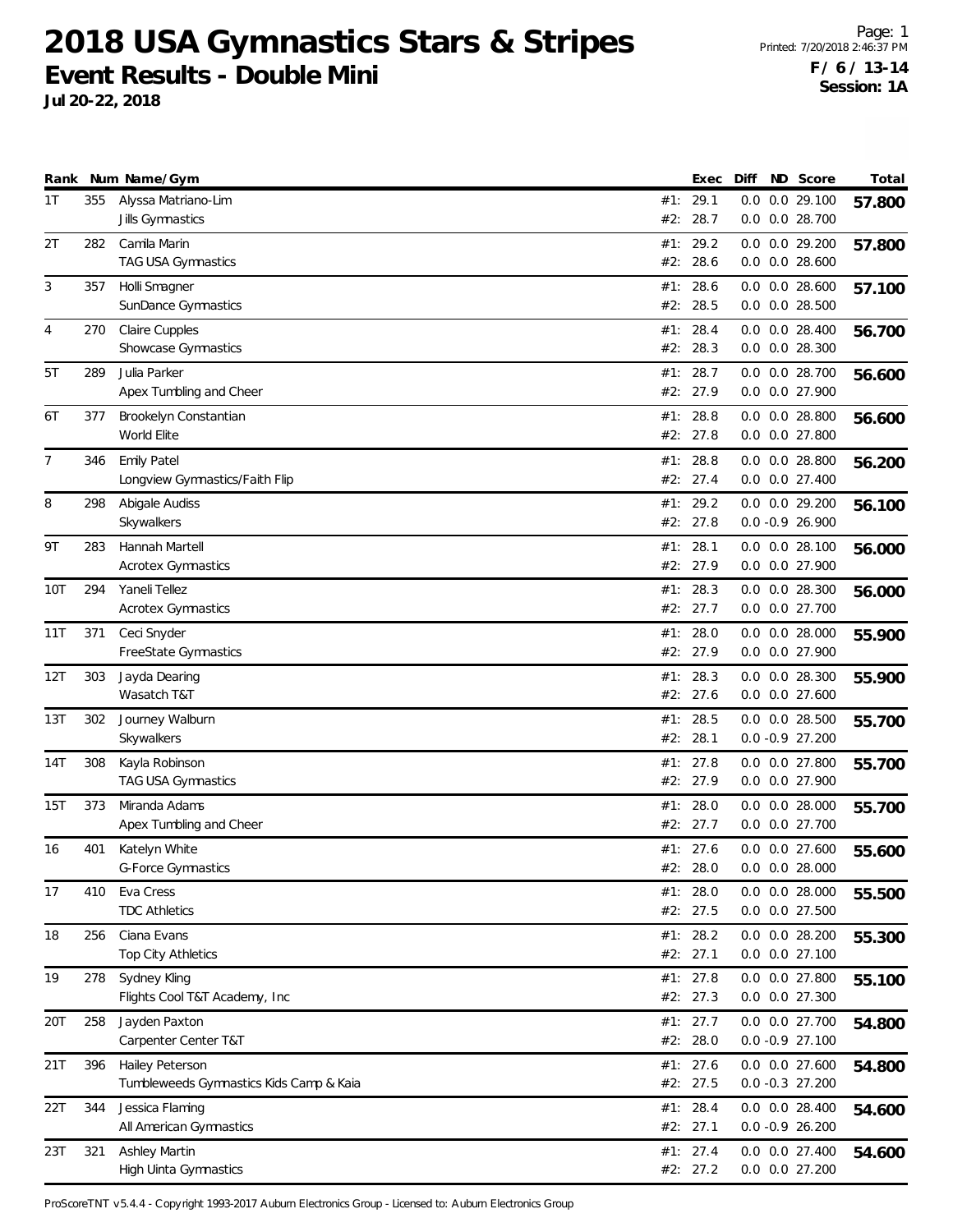# 2018 USA Gymnastics Stars & Stripes

## Event Results - Double Mini

**Jul 20-22, 2018**

Printed: 7/20/2018 2:46:37 PM

**F / 6 / 13-14**
**Session: 1A**

| Rank | Num | Name/Gym | | Exec | Diff | ND | Score | Total |
|---|---|---|---|---|---|---|---|---|
| 1T | 355 | Alyssa Matriano-Lim | #1: | 29.1 | 0.0 | 0.0 | 29.100 | **57.800** |
| | | Jills Gymnastics | #2: | 28.7 | 0.0 | 0.0 | 28.700 | |
| 2T | 282 | Camila Marin | #1: | 29.2 | 0.0 | 0.0 | 29.200 | **57.800** |
| | | TAG USA Gymnastics | #2: | 28.6 | 0.0 | 0.0 | 28.600 | |
| 3 | 357 | Holli Smagner | #1: | 28.6 | 0.0 | 0.0 | 28.600 | **57.100** |
| | | SunDance Gymnastics | #2: | 28.5 | 0.0 | 0.0 | 28.500 | |
| 4 | 270 | Claire Cupples | #1: | 28.4 | 0.0 | 0.0 | 28.400 | **56.700** |
| | | Showcase Gymnastics | #2: | 28.3 | 0.0 | 0.0 | 28.300 | |
| 5T | 289 | Julia Parker | #1: | 28.7 | 0.0 | 0.0 | 28.700 | **56.600** |
| | | Apex Tumbling and Cheer | #2: | 27.9 | 0.0 | 0.0 | 27.900 | |
| 6T | 377 | Brookelyn Constantian | #1: | 28.8 | 0.0 | 0.0 | 28.800 | **56.600** |
| | | World Elite | #2: | 27.8 | 0.0 | 0.0 | 27.800 | |
| 7 | 346 | Emily Patel | #1: | 28.8 | 0.0 | 0.0 | 28.800 | **56.200** |
| | | Longview Gymnastics/Faith Flip | #2: | 27.4 | 0.0 | 0.0 | 27.400 | |
| 8 | 298 | Abigale Audiss | #1: | 29.2 | 0.0 | 0.0 | 29.200 | **56.100** |
| | | Skywalkers | #2: | 27.8 | 0.0 | -0.9 | 26.900 | |
| 9T | 283 | Hannah Martell | #1: | 28.1 | 0.0 | 0.0 | 28.100 | **56.000** |
| | | Acrotex Gymnastics | #2: | 27.9 | 0.0 | 0.0 | 27.900 | |
| 10T | 294 | Yaneli Tellez | #1: | 28.3 | 0.0 | 0.0 | 28.300 | **56.000** |
| | | Acrotex Gymnastics | #2: | 27.7 | 0.0 | 0.0 | 27.700 | |
| 11T | 371 | Ceci Snyder | #1: | 28.0 | 0.0 | 0.0 | 28.000 | **55.900** |
| | | FreeState Gymnastics | #2: | 27.9 | 0.0 | 0.0 | 27.900 | |
| 12T | 303 | Jayda Dearing | #1: | 28.3 | 0.0 | 0.0 | 28.300 | **55.900** |
| | | Wasatch T&T | #2: | 27.6 | 0.0 | 0.0 | 27.600 | |
| 13T | 302 | Journey Walburn | #1: | 28.5 | 0.0 | 0.0 | 28.500 | **55.700** |
| | | Skywalkers | #2: | 28.1 | 0.0 | -0.9 | 27.200 | |
| 14T | 308 | Kayla Robinson | #1: | 27.8 | 0.0 | 0.0 | 27.800 | **55.700** |
| | | TAG USA Gymnastics | #2: | 27.9 | 0.0 | 0.0 | 27.900 | |
| 15T | 373 | Miranda Adams | #1: | 28.0 | 0.0 | 0.0 | 28.000 | **55.700** |
| | | Apex Tumbling and Cheer | #2: | 27.7 | 0.0 | 0.0 | 27.700 | |
| 16 | 401 | Katelyn White | #1: | 27.6 | 0.0 | 0.0 | 27.600 | **55.600** |
| | | G-Force Gymnastics | #2: | 28.0 | 0.0 | 0.0 | 28.000 | |
| 17 | 410 | Eva Cress | #1: | 28.0 | 0.0 | 0.0 | 28.000 | **55.500** |
| | | TDC Athletics | #2: | 27.5 | 0.0 | 0.0 | 27.500 | |
| 18 | 256 | Ciana Evans | #1: | 28.2 | 0.0 | 0.0 | 28.200 | **55.300** |
| | | Top City Athletics | #2: | 27.1 | 0.0 | 0.0 | 27.100 | |
| 19 | 278 | Sydney Kling | #1: | 27.8 | 0.0 | 0.0 | 27.800 | **55.100** |
| | | Flights Cool T&T Academy, Inc | #2: | 27.3 | 0.0 | 0.0 | 27.300 | |
| 20T | 258 | Jayden Paxton | #1: | 27.7 | 0.0 | 0.0 | 27.700 | **54.800** |
| | | Carpenter Center T&T | #2: | 28.0 | 0.0 | -0.9 | 27.100 | |
| 21T | 396 | Hailey Peterson | #1: | 27.6 | 0.0 | 0.0 | 27.600 | **54.800** |
| | | Tumbleweeds Gymnastics Kids Camp & Kaia | #2: | 27.5 | 0.0 | -0.3 | 27.200 | |
| 22T | 344 | Jessica Flaming | #1: | 28.4 | 0.0 | 0.0 | 28.400 | **54.600** |
| | | All American Gymnastics | #2: | 27.1 | 0.0 | -0.9 | 26.200 | |
| 23T | 321 | Ashley Martin | #1: | 27.4 | 0.0 | 0.0 | 27.400 | **54.600** |
| | | High Uinta Gymnastics | #2: | 27.2 | 0.0 | 0.0 | 27.200 | |

ProScoreTNT v5.4.4 - Copyright 1993-2017 Auburn Electronics Group - Licensed to: Auburn Electronics Group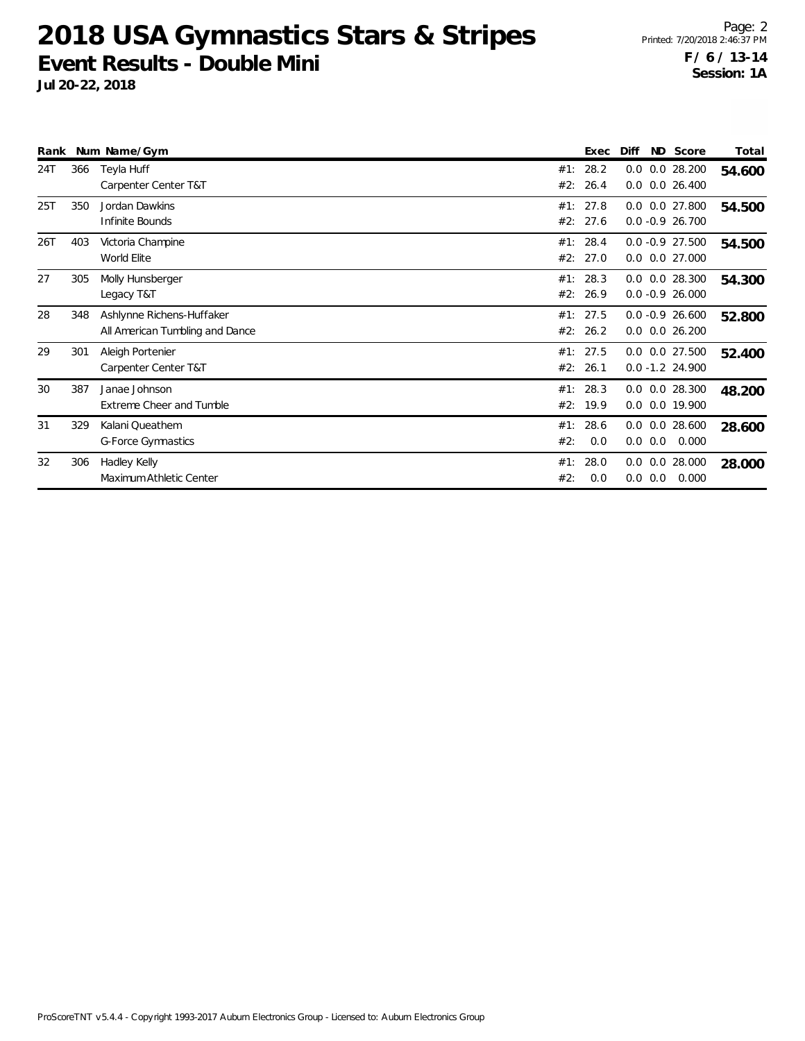# 2018 USA Gymnastics Stars & Stripes

## Event Results - Double Mini

**Jul 20-22, 2018**

**F / 6 / 13-14**
**Session: 1A**

| Rank | Num | Name/Gym | | Exec | Diff | ND | Score | Total |
|---|---|---|---|---|---|---|---|---|
| 24T | 366 | Teyla Huff | #1: | 28.2 | 0.0 | 0.0 | 28.200 | **54.600** |
| | | Carpenter Center T&T | #2: | 26.4 | 0.0 | 0.0 | 26.400 | |
| 25T | 350 | Jordan Dawkins | #1: | 27.8 | 0.0 | 0.0 | 27.800 | **54.500** |
| | | Infinite Bounds | #2: | 27.6 | 0.0 | -0.9 | 26.700 | |
| 26T | 403 | Victoria Champine | #1: | 28.4 | 0.0 | -0.9 | 27.500 | **54.500** |
| | | World Elite | #2: | 27.0 | 0.0 | 0.0 | 27.000 | |
| 27 | 305 | Molly Hunsberger | #1: | 28.3 | 0.0 | 0.0 | 28.300 | **54.300** |
| | | Legacy T&T | #2: | 26.9 | 0.0 | -0.9 | 26.000 | |
| 28 | 348 | Ashlynne Richens-Huffaker | #1: | 27.5 | 0.0 | -0.9 | 26.600 | **52.800** |
| | | All American Tumbling and Dance | #2: | 26.2 | 0.0 | 0.0 | 26.200 | |
| 29 | 301 | Aleigh Portenier | #1: | 27.5 | 0.0 | 0.0 | 27.500 | **52.400** |
| | | Carpenter Center T&T | #2: | 26.1 | 0.0 | -1.2 | 24.900 | |
| 30 | 387 | Janae Johnson | #1: | 28.3 | 0.0 | 0.0 | 28.300 | **48.200** |
| | | Extreme Cheer and Tumble | #2: | 19.9 | 0.0 | 0.0 | 19.900 | |
| 31 | 329 | Kalani Queathem | #1: | 28.6 | 0.0 | 0.0 | 28.600 | **28.600** |
| | | G-Force Gymnastics | #2: | 0.0 | 0.0 | 0.0 | 0.000 | |
| 32 | 306 | Hadley Kelly | #1: | 28.0 | 0.0 | 0.0 | 28.000 | **28.000** |
| | | Maximum Athletic Center | #2: | 0.0 | 0.0 | 0.0 | 0.000 | |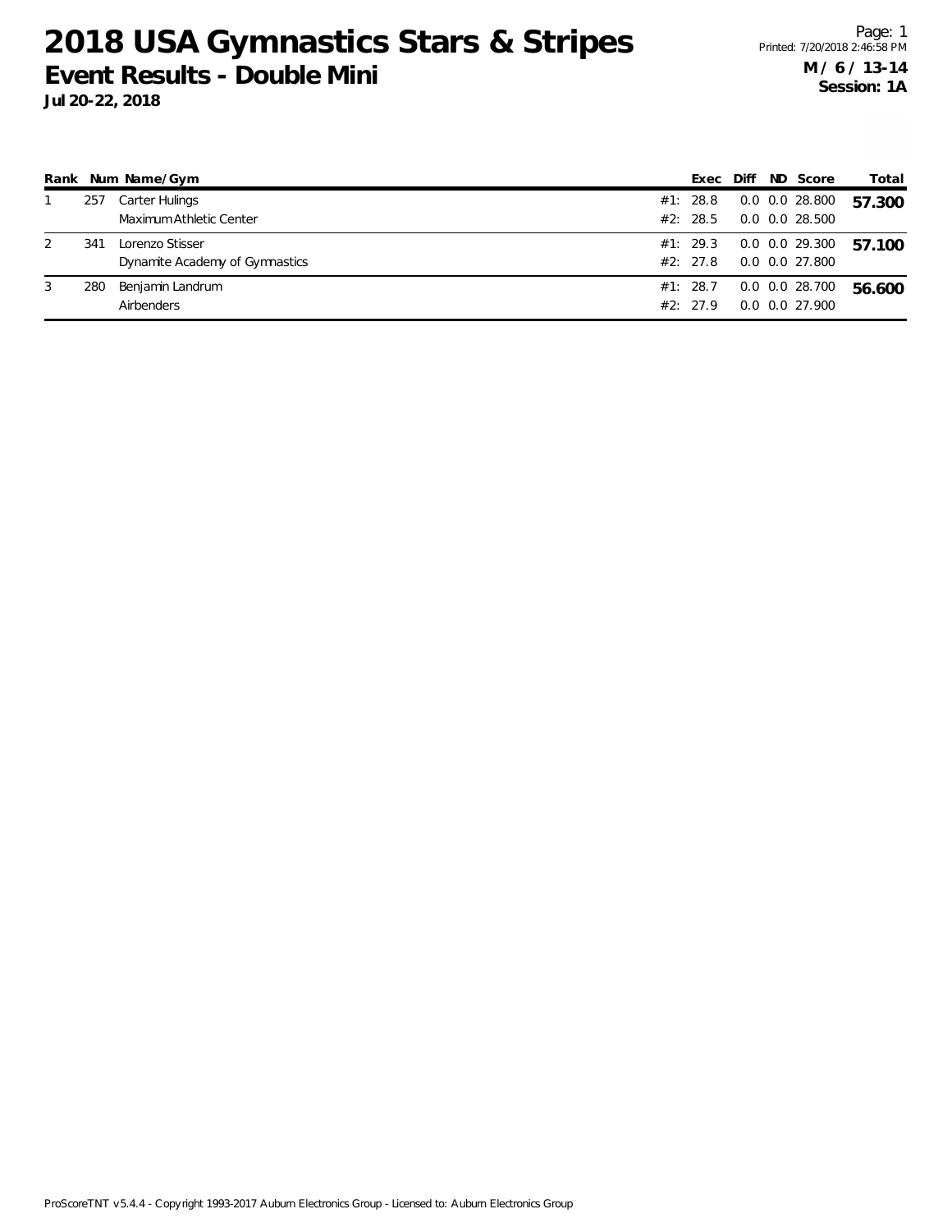# 2018 USA Gymnastics Stars & Stripes

## Event Results - Double Mini

**Jul 20-22, 2018**

**M / 6 / 13-14**
**Session: 1A**

| Rank | Num | Name/Gym | Exec | Diff | ND | Score | Total |
|---|---|---|---|---|---|---|---|
| 1 | 257 | Carter Hulings | #1: 28.8 | 0.0 | 0.0 | 28.800 | **57.300** |
| | | Maximum Athletic Center | #2: 28.5 | 0.0 | 0.0 | 28.500 | |
| 2 | 341 | Lorenzo Stisser | #1: 29.3 | 0.0 | 0.0 | 29.300 | **57.100** |
| | | Dynamite Academy of Gymnastics | #2: 27.8 | 0.0 | 0.0 | 27.800 | |
| 3 | 280 | Benjamin Landrum | #1: 28.7 | 0.0 | 0.0 | 28.700 | **56.600** |
| | | Airbenders | #2: 27.9 | 0.0 | 0.0 | 27.900 | |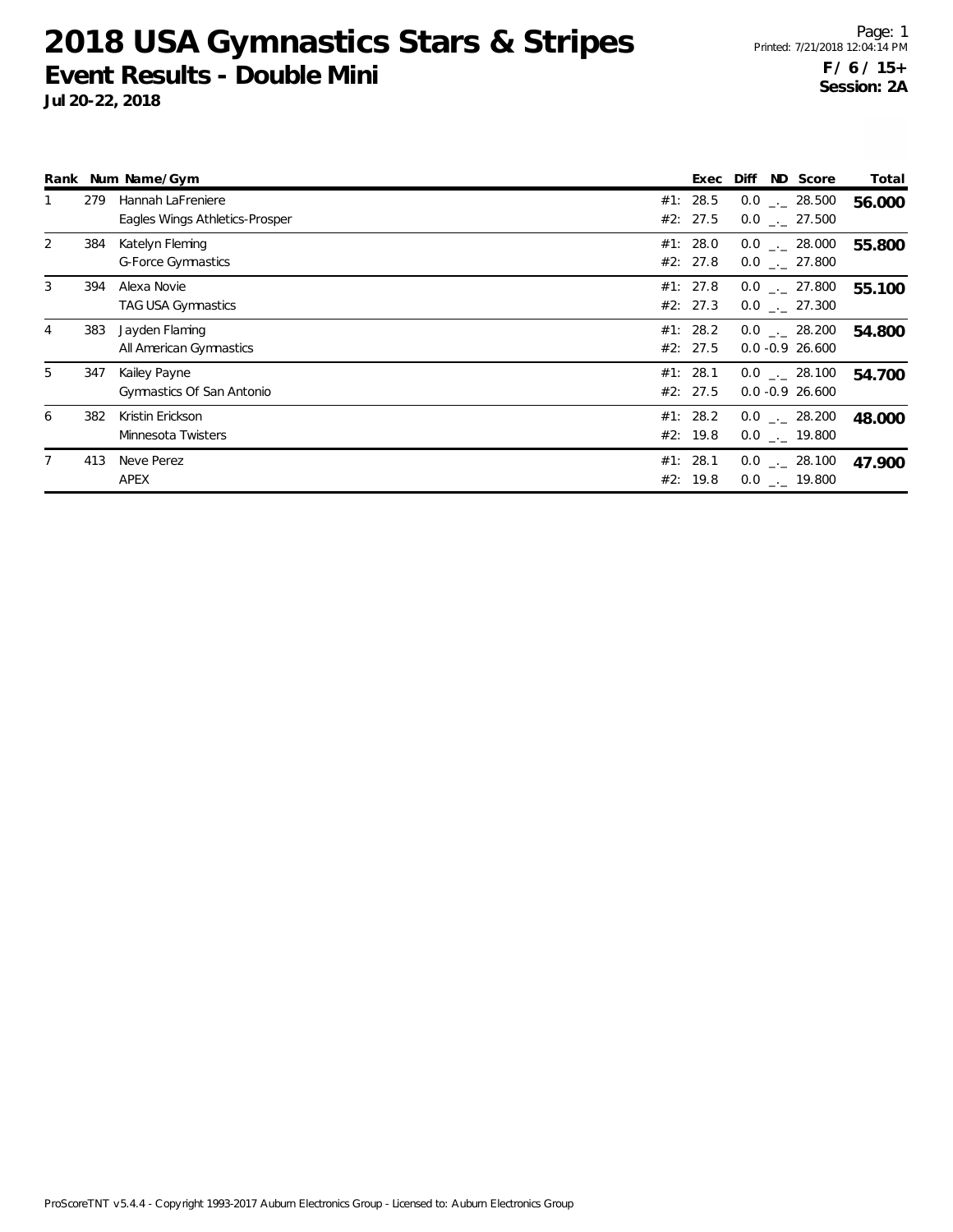# 2018 USA Gymnastics Stars & Stripes

## Event Results - Double Mini

**Jul 20-22, 2018**

Printed: 7/21/2018 12:04:14 PM

**F / 6 / 15+**

**Session: 2A**

| Rank | Num | Name/Gym | Exec | Diff | ND | Score | Total |
|---|---|---|---|---|---|---|---|
| 1 | 279 | Hannah LaFreniere | #1: 28.5 | 0.0 | _._ | 28.500 | **56.000** |
| | | Eagles Wings Athletics-Prosper | #2: 27.5 | 0.0 | _._ | 27.500 | |
| 2 | 384 | Katelyn Fleming | #1: 28.0 | 0.0 | _._ | 28.000 | **55.800** |
| | | G-Force Gymnastics | #2: 27.8 | 0.0 | _._ | 27.800 | |
| 3 | 394 | Alexa Novie | #1: 27.8 | 0.0 | _._ | 27.800 | **55.100** |
| | | TAG USA Gymnastics | #2: 27.3 | 0.0 | _._ | 27.300 | |
| 4 | 383 | Jayden Flaming | #1: 28.2 | 0.0 | _._ | 28.200 | **54.800** |
| | | All American Gymnastics | #2: 27.5 | 0.0 | -0.9 | 26.600 | |
| 5 | 347 | Kailey Payne | #1: 28.1 | 0.0 | _._ | 28.100 | **54.700** |
| | | Gymnastics Of San Antonio | #2: 27.5 | 0.0 | -0.9 | 26.600 | |
| 6 | 382 | Kristin Erickson | #1: 28.2 | 0.0 | _._ | 28.200 | **48.000** |
| | | Minnesota Twisters | #2: 19.8 | 0.0 | _._ | 19.800 | |
| 7 | 413 | Neve Perez | #1: 28.1 | 0.0 | _._ | 28.100 | **47.900** |
| | | APEX | #2: 19.8 | 0.0 | _._ | 19.800 | |

ProScoreTNT v5.4.4 - Copyright 1993-2017 Auburn Electronics Group - Licensed to: Auburn Electronics Group